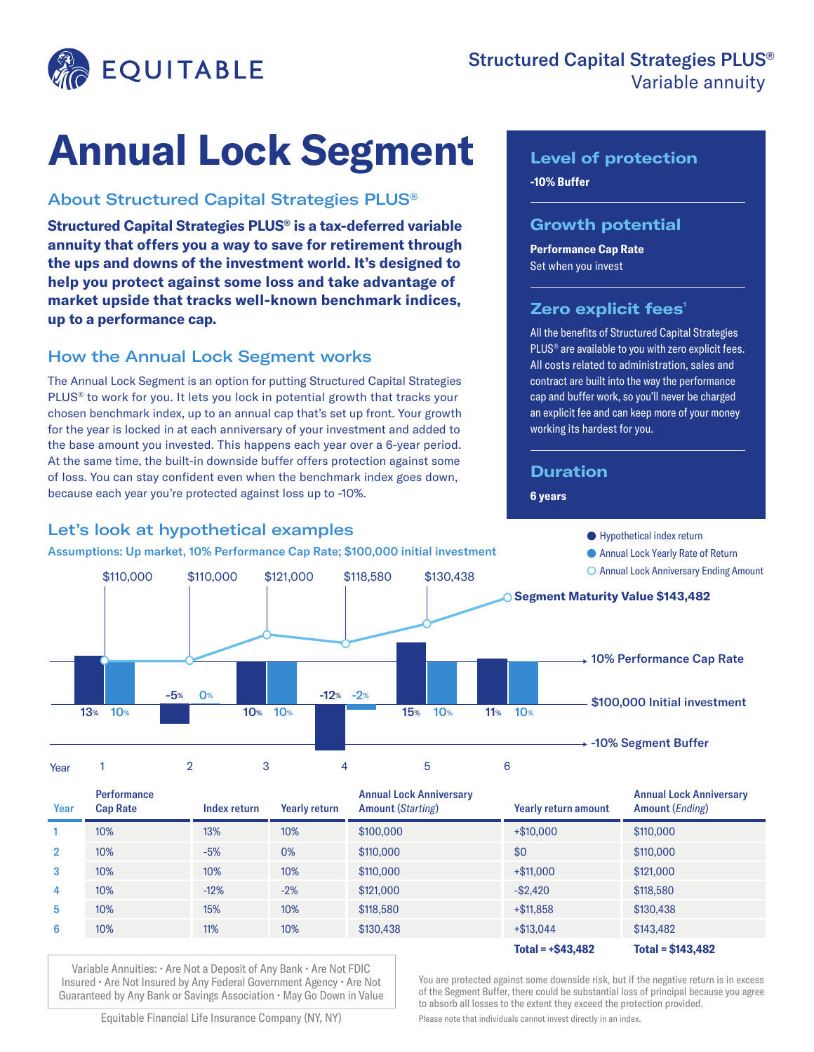EQUITABLE

**Structured Capital Strategies PLUS®**
Variable annuity

# Annual Lock Segment

## About Structured Capital Strategies PLUS®

**Structured Capital Strategies PLUS® is a tax-deferred variable annuity that offers you a way to save for retirement through the ups and downs of the investment world. It's designed to help you protect against some loss and take advantage of market upside that tracks well-known benchmark indices, up to a performance cap.**

## How the Annual Lock Segment works

The Annual Lock Segment is an option for putting Structured Capital Strategies PLUS® to work for you. It lets you lock in potential growth that tracks your chosen benchmark index, up to an annual cap that's set up front. Your growth for the year is locked in at each anniversary of your investment and added to the base amount you invested. This happens each year over a 6-year period. At the same time, the built-in downside buffer offers protection against some of loss. You can stay confident even when the benchmark index goes down, because each year you're protected against loss up to -10%.

### Level of protection

**-10% Buffer**

### Growth potential

**Performance Cap Rate**
Set when you invest

### Zero explicit fees[1]

All the benefits of Structured Capital Strategies PLUS® are available to you with zero explicit fees. All costs related to administration, sales and contract are built into the way the performance cap and buffer work, so you'll never be charged an explicit fee and can keep more of your money working its hardest for you.

### Duration

**6 years**

## Let's look at hypothetical examples

**Assumptions: Up market, 10% Performance Cap Rate; $100,000 initial investment**

- Hypothetical index return
- Annual Lock Yearly Rate of Return
- Annual Lock Anniversary Ending Amount

| Year | 1 | 2 | 3 | 4 | 5 | 6 |
|---|---|---|---|---|---|---|
| Hypothetical index return | 13% | -5% | 10% | -12% | 15% | 11% |
| Annual Lock Yearly Rate of Return | 10% | 0% | 10% | -2% | 10% | 10% |
| Annual Lock Anniversary Ending Amount | $110,000 | $110,000 | $121,000 | $118,580 | $130,438 | $143,482 |

**Segment Maturity Value $143,482**

10% Performance Cap Rate · $100,000 Initial investment · -10% Segment Buffer

| Year | Performance Cap Rate | Index return | Yearly return | Annual Lock Anniversary Amount (*Starting*) | Yearly return amount | Annual Lock Anniversary Amount (*Ending*) |
|---|---|---|---|---|---|---|
| 1 | 10% | 13% | 10% | $100,000 | +$10,000 | $110,000 |
| 2 | 10% | -5% | 0% | $110,000 | $0 | $110,000 |
| 3 | 10% | 10% | 10% | $110,000 | +$11,000 | $121,000 |
| 4 | 10% | -12% | -2% | $121,000 | -$2,420 | $118,580 |
| 5 | 10% | 15% | 10% | $118,580 | +$11,858 | $130,438 |
| 6 | 10% | 11% | 10% | $130,438 | +$13,044 | $143,482 |
| | | | | | **Total = +$43,482** | **Total = $143,482** |

Variable Annuities: • Are Not a Deposit of Any Bank • Are Not FDIC Insured • Are Not Insured by Any Federal Government Agency • Are Not Guaranteed by Any Bank or Savings Association • May Go Down in Value

Equitable Financial Life Insurance Company (NY, NY)

You are protected against some downside risk, but if the negative return is in excess of the Segment Buffer, there could be substantial loss of principal because you agree to absorb all losses to the extent they exceed the protection provided.

Please note that individuals cannot invest directly in an index.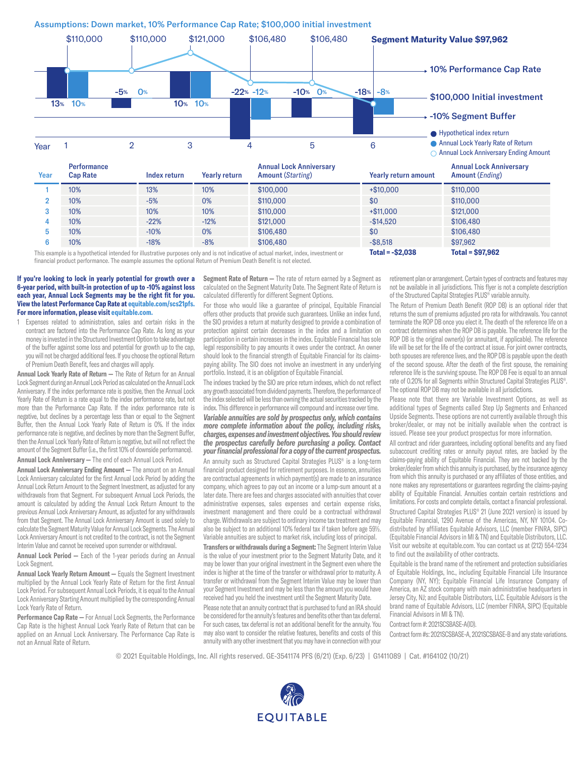Assumptions: Down market, 10% Performance Cap Rate; $100,000 initial investment

$110,000 $110,000 $121,000 $106,480 $106,480 **Segment Maturity Value $97,962**

13% 10% -5% 0% 10% 10% -22% -12% -10% 0% -18% -8%

Year 1 2 3 4 5 6

10% Performance Cap Rate

$100,000 Initial investment

-10% Segment Buffer

Hypothetical index return

Annual Lock Yearly Rate of Return

Annual Lock Anniversary Ending Amount

| Year | Performance Cap Rate | Index return | Yearly return | Annual Lock Anniversary Amount (*Starting*) | Yearly return amount | Annual Lock Anniversary Amount (*Ending*) |
|---|---|---|---|---|---|---|
| 1 | 10% | 13% | 10% | $100,000 | +$10,000 | $110,000 |
| 2 | 10% | -5% | 0% | $110,000 | $0 | $110,000 |
| 3 | 10% | 10% | 10% | $110,000 | +$11,000 | $121,000 |
| 4 | 10% | -22% | -12% | $121,000 | -$14,520 | $106,480 |
| 5 | 10% | -10% | 0% | $106,480 | $0 | $106,480 |
| 6 | 10% | -18% | -8% | $106,480 | -$8,518 | $97,962 |
| | | | | | **Total = -$2,038** | **Total = $97,962** |

This example is a hypothetical intended for illustrative purposes only and is not indicative of actual market, index, investment or financial product performance. The example assumes the optional Return of Premium Death Benefit is not elected.

**If you're looking to lock in yearly potential for growth over a 6-year period, with built-in protection of up to -10% against loss each year, Annual Lock Segments may be the right fit for you. View the latest Performance Cap Rate at equitable.com/scs21pfs. For more information, please visit equitable.com.**

1 Expenses related to administration, sales and certain risks in the contract are factored into the Performance Cap Rate. As long as your money is invested in the Structured Investment Option to take advantage of the buffer against some loss and potential for growth up to the cap, you will not be charged additional fees. If you choose the optional Return of Premium Death Benefit, fees and charges will apply.

**Annual Lock Yearly Rate of Return —** The Rate of Return for an Annual Lock Segment during an Annual Lock Period as calculated on the Annual Lock Anniversary. If the index performance rate is positive, then the Annual Lock Yearly Rate of Return is a rate equal to the index performance rate, but not more than the Performance Cap Rate. If the index performance rate is negative, but declines by a percentage less than or equal to the Segment Buffer, then the Annual Lock Yearly Rate of Return is 0%. If the index performance rate is negative, and declines by more than the Segment Buffer, then the Annual Lock Yearly Rate of Return is negative, but will not reflect the amount of the Segment Buffer (i.e., the first 10% of downside performance).

**Annual Lock Anniversary —** The end of each Annual Lock Period.

**Annual Lock Anniversary Ending Amount —** The amount on an Annual Lock Anniversary calculated for the first Annual Lock Period by adding the Annual Lock Return Amount to the Segment Investment, as adjusted for any withdrawals from that Segment. For subsequent Annual Lock Periods, the amount is calculated by adding the Annual Lock Return Amount to the previous Annual Lock Anniversary Amount, as adjusted for any withdrawals from that Segment. The Annual Lock Anniversary Amount is used solely to calculate the Segment Maturity Value for Annual Lock Segments. The Annual Lock Anniversary Amount is not credited to the contract, is not the Segment Interim Value and cannot be received upon surrender or withdrawal.

**Annual Lock Period —** Each of the 1-year periods during an Annual Lock Segment.

**Annual Lock Yearly Return Amount —** Equals the Segment Investment multiplied by the Annual Lock Yearly Rate of Return for the first Annual Lock Period. For subsequent Annual Lock Periods, it is equal to the Annual Lock Anniversary Starting Amount multiplied by the corresponding Annual Lock Yearly Rate of Return.

**Performance Cap Rate —** For Annual Lock Segments, the Performance Cap Rate is the highest Annual Lock Yearly Rate of Return that can be applied on an Annual Lock Anniversary. The Performance Cap Rate is not an Annual Rate of Return.

**Segment Rate of Return —** The rate of return earned by a Segment as calculated on the Segment Maturity Date. The Segment Rate of Return is calculated differently for different Segment Options.

For those who would like a guarantee of principal, Equitable Financial offers other products that provide such guarantees. Unlike an index fund, the SIO provides a return at maturity designed to provide a combination of protection against certain decreases in the index and a limitation on participation in certain increases in the index. Equitable Financial has sole legal responsibility to pay amounts it owes under the contract. An owner should look to the financial strength of Equitable Financial for its claims-paying ability. The SIO does not involve an investment in any underlying portfolio. Instead, it is an obligation of Equitable Financial.

The indexes tracked by the SIO are price return indexes, which do not reflect any growth associated from dividend payments. Therefore, the performance of the index selected will be less than owning the actual securities tracked by the index. This difference in performance will compound and increase over time.

***Variable annuities are sold by prospectus only, which contains more complete information about the policy, including risks, charges, expenses and investment objectives. You should review the prospectus carefully before purchasing a policy. Contact your financial professional for a copy of the current prospectus.***

An annuity such as Structured Capital Strategies PLUS® is a long-term financial product designed for retirement purposes. In essence, annuities are contractual agreements in which payment(s) are made to an insurance company, which agrees to pay out an income or a lump-sum amount at a later date. There are fees and charges associated with annuities that cover administrative expenses, sales expenses and certain expense risks, investment management and there could be a contractual withdrawal charge. Withdrawals are subject to ordinary income tax treatment and may also be subject to an additional 10% federal tax if taken before age 59½. Variable annuities are subject to market risk, including loss of principal.

**Transfers or withdrawals during a Segment:** The Segment Interim Value is the value of your investment prior to the Segment Maturity Date, and it may be lower than your original investment in the Segment even where the index is higher at the time of the transfer or withdrawal prior to maturity. A transfer or withdrawal from the Segment Interim Value may be lower than your Segment Investment and may be less than the amount you would have received had you held the investment until the Segment Maturity Date.

Please note that an annuity contract that is purchased to fund an IRA should be considered for the annuity's features and benefits other than tax deferral. For such cases, tax deferral is not an additional benefit for the annuity. You may also want to consider the relative features, benefits and costs of this annuity with any other investment that you may have in connection with your retirement plan or arrangement. Certain types of contracts and features may not be available in all jurisdictions. This flyer is not a complete description of the Structured Capital Strategies PLUS® variable annuity.

The Return of Premium Death Benefit (ROP DB) is an optional rider that returns the sum of premiums adjusted pro rata for withdrawals. You cannot terminate the ROP DB once you elect it. The death of the reference life on a contract determines when the ROP DB is payable. The reference life for the ROP DB is the original owner(s) (or annuitant, if applicable). The reference life will be set for the life of the contract at issue. For joint owner contracts, both spouses are reference lives, and the ROP DB is payable upon the death of the second spouse. After the death of the first spouse, the remaining reference life is the surviving spouse. The ROP DB Fee is equal to an annual rate of 0.20% for all Segments within Structured Capital Strategies PLUS®. The optional ROP DB may not be available in all jurisdictions.

Please note that there are Variable Investment Options, as well as additional types of Segments called Step Up Segments and Enhanced Upside Segments. These options are not currently available through this broker/dealer, or may not be initially available when the contract is issued. Please see your product prospectus for more information.

All contract and rider guarantees, including optional benefits and any fixed subaccount crediting rates or annuity payout rates, are backed by the claims-paying ability of Equitable Financial. They are not backed by the broker/dealer from which this annuity is purchased, by the insurance agency from which this annuity is purchased or any affiliates of those entities, and none makes any representations or guarantees regarding the claims-paying ability of Equitable Financial. Annuities contain certain restrictions and limitations. For costs and complete details, contact a financial professional.

Structured Capital Strategies PLUS® 21 (June 2021 version) is issued by Equitable Financial, 1290 Avenue of the Americas, NY, NY 10104. Co-distributed by affiliates Equitable Advisors, LLC (member FINRA, SIPC) (Equitable Financial Advisors in MI & TN) and Equitable Distributors, LLC. Visit our website at equitable.com. You can contact us at (212) 554-1234 to find out the availability of other contracts.

Equitable is the brand name of the retirement and protection subsidiaries of Equitable Holdings, Inc., including Equitable Financial Life Insurance Company (NY, NY); Equitable Financial Life Insurance Company of America, an AZ stock company with main administrative headquarters in Jersey City, NJ; and Equitable Distributors, LLC. Equitable Advisors is the brand name of Equitable Advisors, LLC (member FINRA, SIPC) (Equitable Financial Advisors in MI & TN).

Contract form #: 2021SCSBASE-A(ID).

Contract form #s: 2021SCSBASE-A, 2021SCSBASE-B and any state variations.

© 2021 Equitable Holdings, Inc. All rights reserved. GE-3541174 PFS (6/21) (Exp. 6/23) | G1411089 | Cat. #164102 (10/21)

EQUITABLE